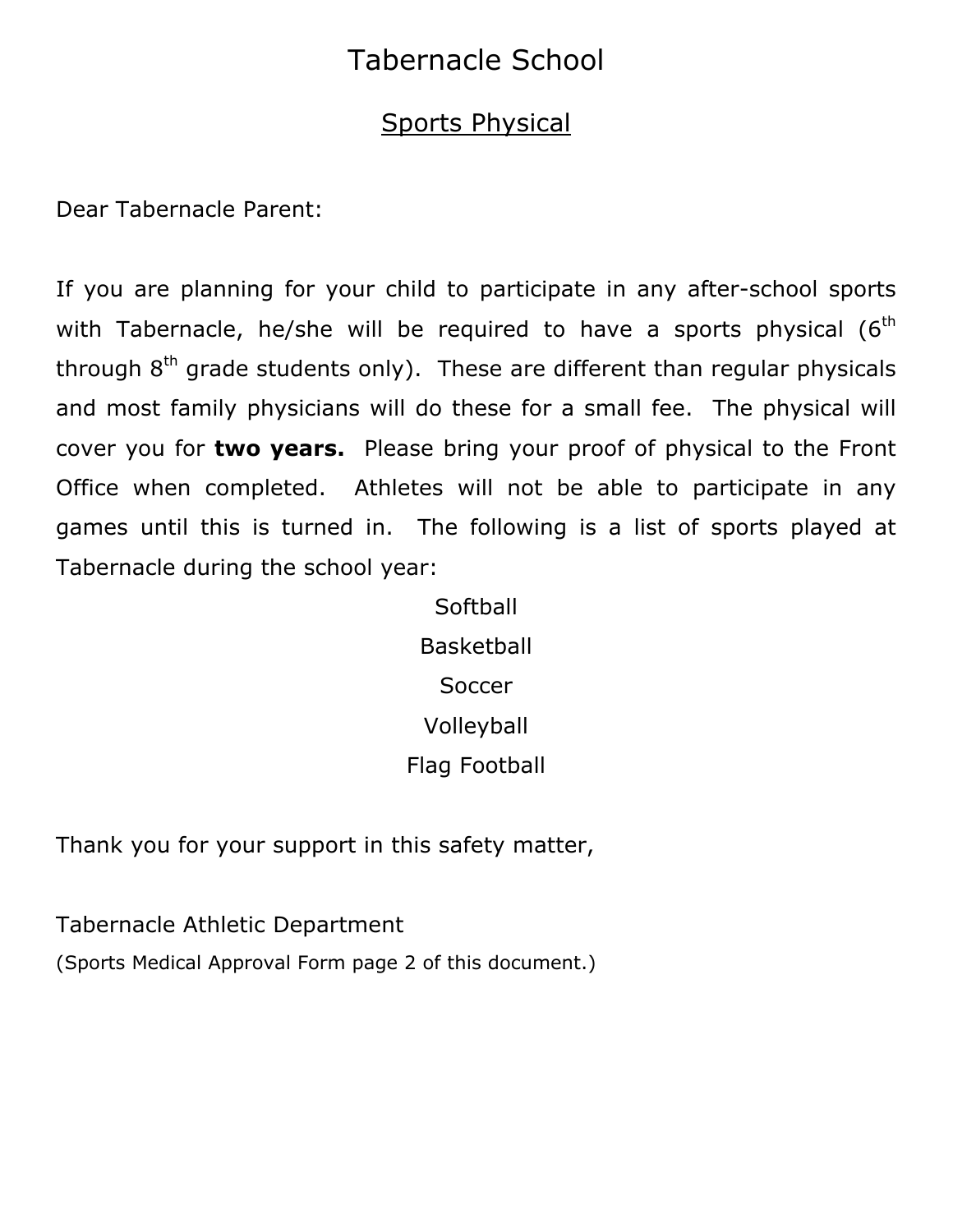# Tabernacle School

## Sports Physical

Dear Tabernacle Parent:

If you are planning for your child to participate in any after-school sports with Tabernacle, he/she will be required to have a sports physical (6th through 8th grade students only). These are different than regular physicals and most family physicians will do these for a small fee. The physical will cover you for **two years.** Please bring your proof of physical to the Front Office when completed. Athletes will not be able to participate in any games until this is turned in. The following is a list of sports played at Tabernacle during the school year:

Softball
Basketball
Soccer
Volleyball
Flag Football

Thank you for your support in this safety matter,

Tabernacle Athletic Department

(Sports Medical Approval Form page 2 of this document.)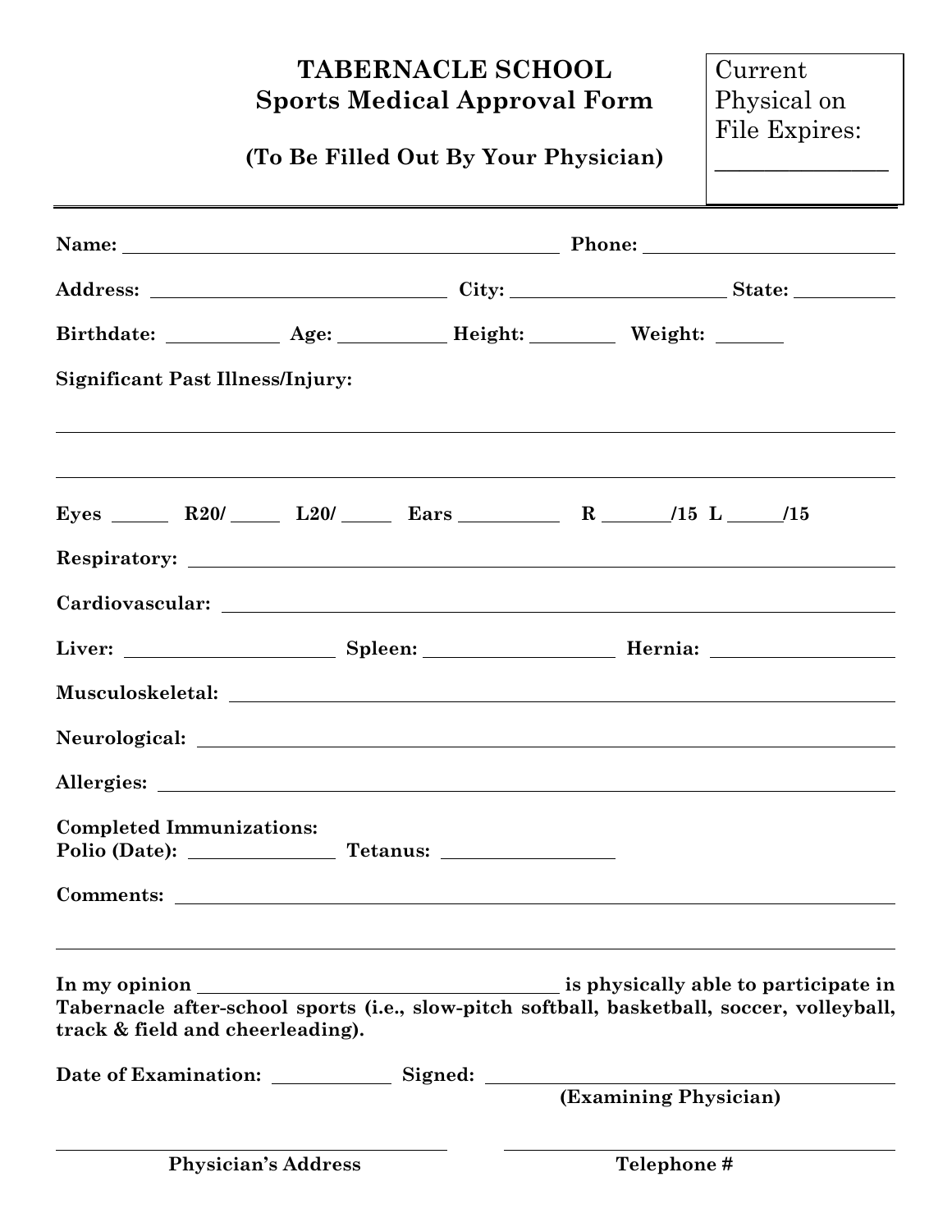# TABERNACLE SCHOOL
## Sports Medical Approval Form

**(To Be Filled Out By Your Physician)**

Current Physical on File Expires: ______________

---

**Name:** ______________________________ **Phone:** ______________________

**Address:** ______________________ **City:** ____________________ **State:** __________

**Birthdate:** __________ **Age:** __________ **Height:** ________ **Weight:** ______

**Significant Past Illness/Injury:**

______________________________________________________________________

______________________________________________________________________

**Eyes** ______ **R20/** _____ **L20/** _____ **Ears** __________ **R** _______**/15 L** _____**/15**

**Respiratory:** ______________________________________________________________

**Cardiovascular:** ___________________________________________________________

**Liver:** ____________________ **Spleen:** __________________ **Hernia:** __________________

**Musculoskeletal:** __________________________________________________________

**Neurological:** _____________________________________________________________

**Allergies:** ________________________________________________________________

**Completed Immunizations:**
**Polio (Date):** ______________ **Tetanus:** ________________

**Comments:** _______________________________________________________________

______________________________________________________________________

**In my opinion** ________________________________ **is physically able to participate in Tabernacle after-school sports (i.e., slow-pitch softball, basketball, soccer, volleyball, track & field and cheerleading).**

**Date of Examination:** ___________ **Signed:** ______________________________________
**(Examining Physician)**

______________________________ ______________________________
**Physician's Address** **Telephone #**